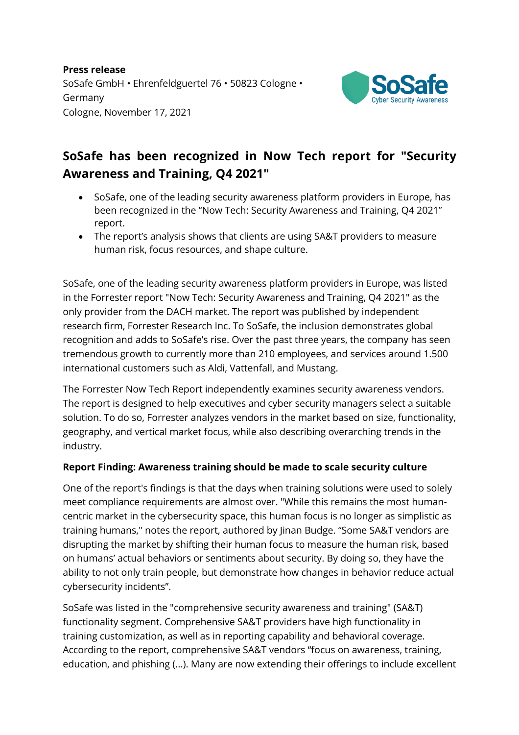**Press release**
SoSafe GmbH • Ehrenfeldguertel 76 • 50823 Cologne • Germany
Cologne, November 17, 2021

# SoSafe has been recognized in Now Tech report for "Security Awareness and Training, Q4 2021"

- SoSafe, one of the leading security awareness platform providers in Europe, has been recognized in the "Now Tech: Security Awareness and Training, Q4 2021" report.
- The report's analysis shows that clients are using SA&T providers to measure human risk, focus resources, and shape culture.

SoSafe, one of the leading security awareness platform providers in Europe, was listed in the Forrester report "Now Tech: Security Awareness and Training, Q4 2021" as the only provider from the DACH market. The report was published by independent research firm, Forrester Research Inc. To SoSafe, the inclusion demonstrates global recognition and adds to SoSafe's rise. Over the past three years, the company has seen tremendous growth to currently more than 210 employees, and services around 1.500 international customers such as Aldi, Vattenfall, and Mustang.

The Forrester Now Tech Report independently examines security awareness vendors. The report is designed to help executives and cyber security managers select a suitable solution. To do so, Forrester analyzes vendors in the market based on size, functionality, geography, and vertical market focus, while also describing overarching trends in the industry.

**Report Finding: Awareness training should be made to scale security culture**

One of the report's findings is that the days when training solutions were used to solely meet compliance requirements are almost over. "While this remains the most human-centric market in the cybersecurity space, this human focus is no longer as simplistic as training humans," notes the report, authored by Jinan Budge. "Some SA&T vendors are disrupting the market by shifting their human focus to measure the human risk, based on humans' actual behaviors or sentiments about security. By doing so, they have the ability to not only train people, but demonstrate how changes in behavior reduce actual cybersecurity incidents".

SoSafe was listed in the "comprehensive security awareness and training" (SA&T) functionality segment. Comprehensive SA&T providers have high functionality in training customization, as well as in reporting capability and behavioral coverage. According to the report, comprehensive SA&T vendors "focus on awareness, training, education, and phishing (...). Many are now extending their offerings to include excellent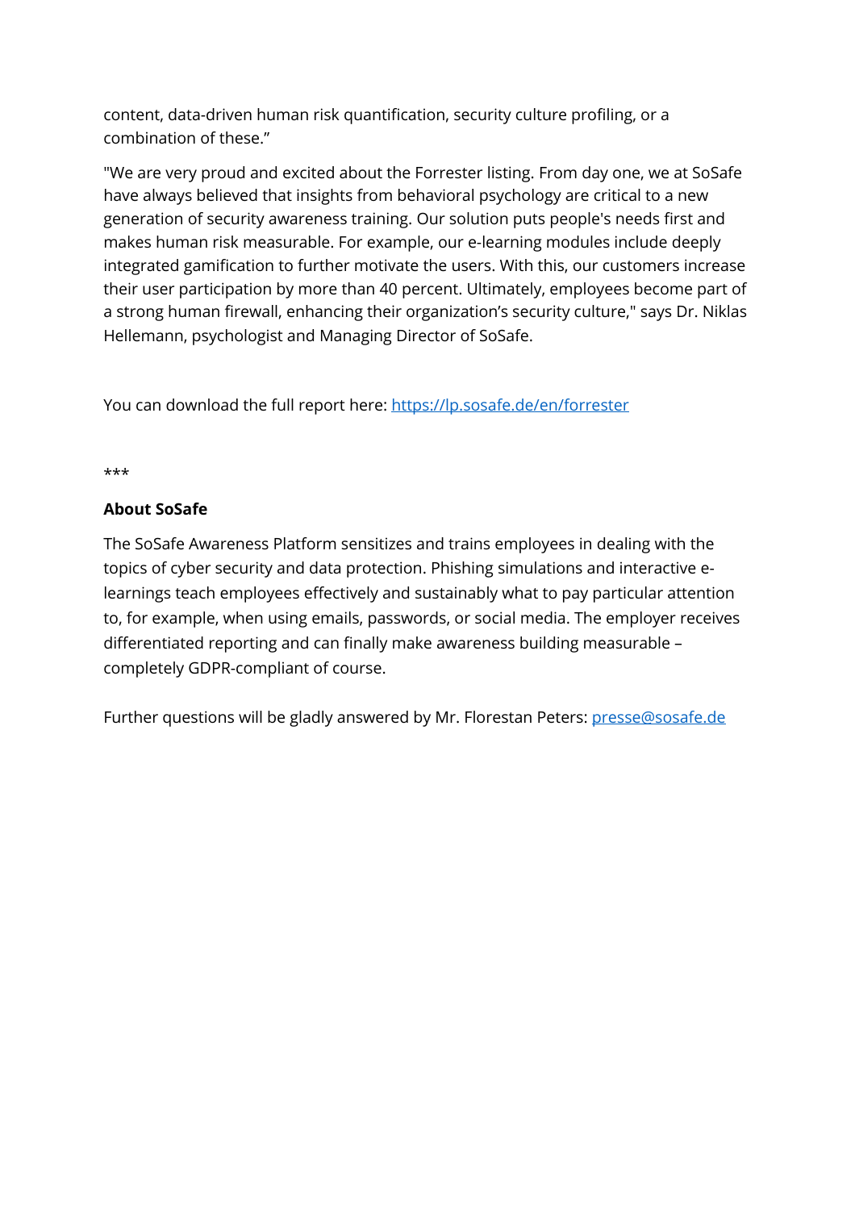content, data-driven human risk quantification, security culture profiling, or a combination of these."

"We are very proud and excited about the Forrester listing. From day one, we at SoSafe have always believed that insights from behavioral psychology are critical to a new generation of security awareness training. Our solution puts people's needs first and makes human risk measurable. For example, our e-learning modules include deeply integrated gamification to further motivate the users. With this, our customers increase their user participation by more than 40 percent. Ultimately, employees become part of a strong human firewall, enhancing their organization's security culture," says Dr. Niklas Hellemann, psychologist and Managing Director of SoSafe.

You can download the full report here: [https://lp.sosafe.de/en/forrester](https://lp.sosafe.de/en/forrester)

***

**About SoSafe**

The SoSafe Awareness Platform sensitizes and trains employees in dealing with the topics of cyber security and data protection. Phishing simulations and interactive e-learnings teach employees effectively and sustainably what to pay particular attention to, for example, when using emails, passwords, or social media. The employer receives differentiated reporting and can finally make awareness building measurable – completely GDPR-compliant of course.

Further questions will be gladly answered by Mr. Florestan Peters: [presse@sosafe.de](mailto:presse@sosafe.de)